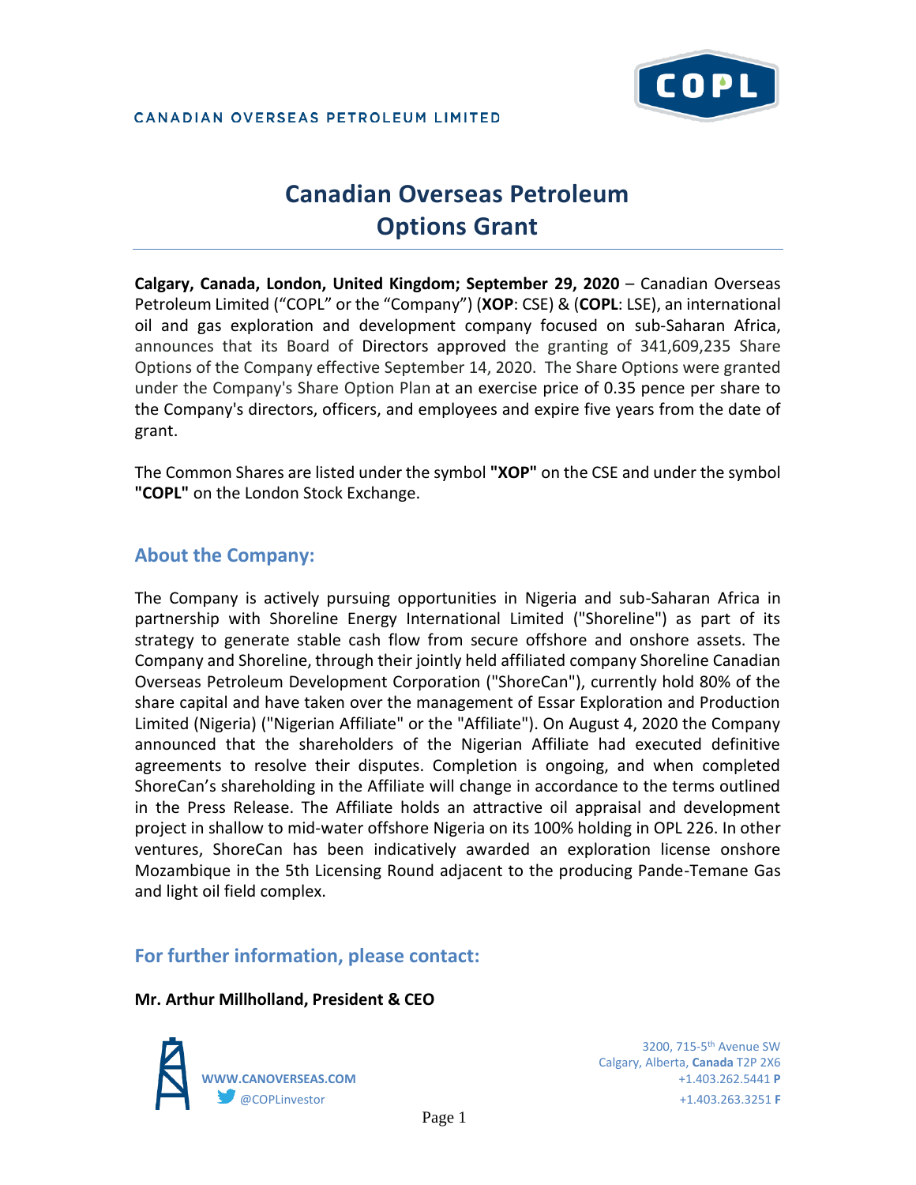CANADIAN OVERSEAS PETROLEUM LIMITED

# Canadian Overseas Petroleum Options Grant

**Calgary, Canada, London, United Kingdom; September 29, 2020** – Canadian Overseas Petroleum Limited ("COPL" or the "Company") (**XOP**: CSE) & (**COPL**: LSE), an international oil and gas exploration and development company focused on sub-Saharan Africa, announces that its Board of Directors approved the granting of 341,609,235 Share Options of the Company effective September 14, 2020. The Share Options were granted under the Company's Share Option Plan at an exercise price of 0.35 pence per share to the Company's directors, officers, and employees and expire five years from the date of grant.

The Common Shares are listed under the symbol **"XOP"** on the CSE and under the symbol **"COPL"** on the London Stock Exchange.

## About the Company:

The Company is actively pursuing opportunities in Nigeria and sub-Saharan Africa in partnership with Shoreline Energy International Limited ("Shoreline") as part of its strategy to generate stable cash flow from secure offshore and onshore assets. The Company and Shoreline, through their jointly held affiliated company Shoreline Canadian Overseas Petroleum Development Corporation ("ShoreCan"), currently hold 80% of the share capital and have taken over the management of Essar Exploration and Production Limited (Nigeria) ("Nigerian Affiliate" or the "Affiliate"). On August 4, 2020 the Company announced that the shareholders of the Nigerian Affiliate had executed definitive agreements to resolve their disputes. Completion is ongoing, and when completed ShoreCan's shareholding in the Affiliate will change in accordance to the terms outlined in the Press Release. The Affiliate holds an attractive oil appraisal and development project in shallow to mid-water offshore Nigeria on its 100% holding in OPL 226. In other ventures, ShoreCan has been indicatively awarded an exploration license onshore Mozambique in the 5th Licensing Round adjacent to the producing Pande-Temane Gas and light oil field complex.

## For further information, please contact:

**Mr. Arthur Millholland, President & CEO**

**WWW.CANOVERSEAS.COM**
@COPLinvestor

3200, 715-5th Avenue SW
Calgary, Alberta, **Canada** T2P 2X6
+1.403.262.5441 **P**
+1.403.263.3251 **F**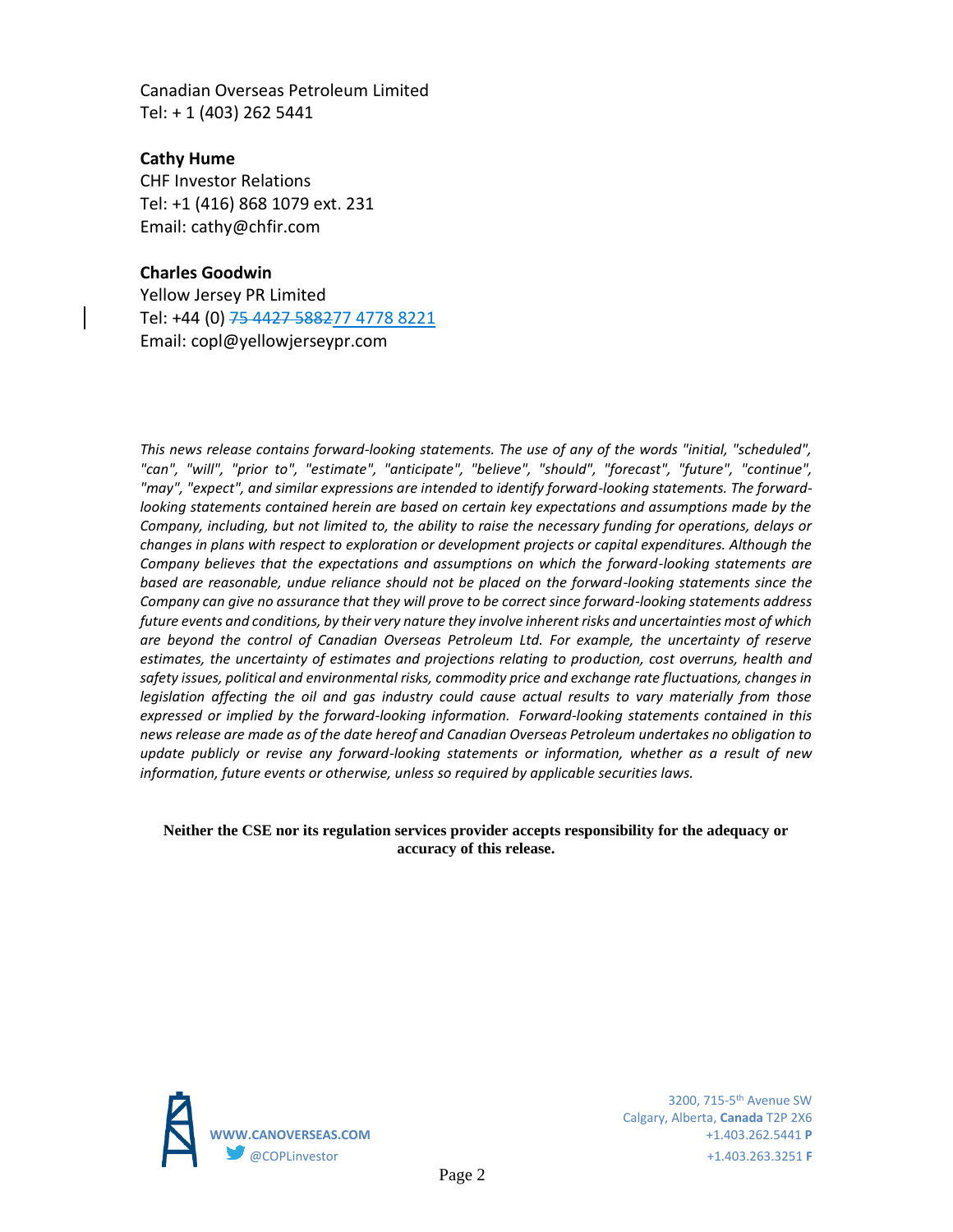Canadian Overseas Petroleum Limited
Tel: + 1 (403) 262 5441

**Cathy Hume**
CHF Investor Relations
Tel: +1 (416) 868 1079 ext. 231
Email: cathy@chfir.com

**Charles Goodwin**
Yellow Jersey PR Limited
Tel: +44 (0) ~~75 4427 5882~~77 4778 8221
Email: copl@yellowjerseypr.com

*This news release contains forward-looking statements. The use of any of the words "initial, "scheduled", "can", "will", "prior to", "estimate", "anticipate", "believe", "should", "forecast", "future", "continue", "may", "expect", and similar expressions are intended to identify forward-looking statements. The forward-looking statements contained herein are based on certain key expectations and assumptions made by the Company, including, but not limited to, the ability to raise the necessary funding for operations, delays or changes in plans with respect to exploration or development projects or capital expenditures. Although the Company believes that the expectations and assumptions on which the forward-looking statements are based are reasonable, undue reliance should not be placed on the forward-looking statements since the Company can give no assurance that they will prove to be correct since forward-looking statements address future events and conditions, by their very nature they involve inherent risks and uncertainties most of which are beyond the control of Canadian Overseas Petroleum Ltd. For example, the uncertainty of reserve estimates, the uncertainty of estimates and projections relating to production, cost overruns, health and safety issues, political and environmental risks, commodity price and exchange rate fluctuations, changes in legislation affecting the oil and gas industry could cause actual results to vary materially from those expressed or implied by the forward-looking information. Forward-looking statements contained in this news release are made as of the date hereof and Canadian Overseas Petroleum undertakes no obligation to update publicly or revise any forward-looking statements or information, whether as a result of new information, future events or otherwise, unless so required by applicable securities laws.*

**Neither the CSE nor its regulation services provider accepts responsibility for the adequacy or accuracy of this release.**

WWW.CANOVERSEAS.COM
@COPLinvestor

3200, 715-5th Avenue SW
Calgary, Alberta, **Canada** T2P 2X6
+1.403.262.5441 **P**
+1.403.263.3251 **F**